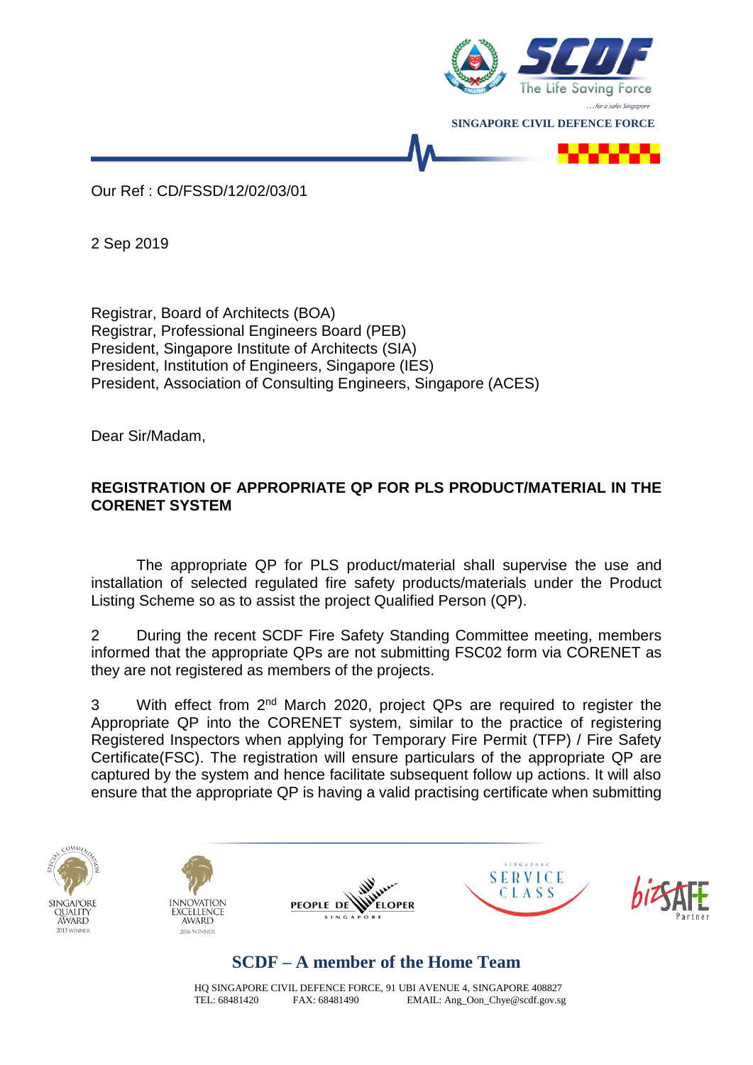SINGAPORE CIVIL DEFENCE FORCE

Our Ref : CD/FSSD/12/02/03/01

2 Sep 2019

Registrar, Board of Architects (BOA)
Registrar, Professional Engineers Board (PEB)
President, Singapore Institute of Architects (SIA)
President, Institution of Engineers, Singapore (IES)
President, Association of Consulting Engineers, Singapore (ACES)

Dear Sir/Madam,

**REGISTRATION OF APPROPRIATE QP FOR PLS PRODUCT/MATERIAL IN THE CORENET SYSTEM**

The appropriate QP for PLS product/material shall supervise the use and installation of selected regulated fire safety products/materials under the Product Listing Scheme so as to assist the project Qualified Person (QP).

2 During the recent SCDF Fire Safety Standing Committee meeting, members informed that the appropriate QPs are not submitting FSC02 form via CORENET as they are not registered as members of the projects.

3 With effect from 2nd March 2020, project QPs are required to register the Appropriate QP into the CORENET system, similar to the practice of registering Registered Inspectors when applying for Temporary Fire Permit (TFP) / Fire Safety Certificate(FSC). The registration will ensure particulars of the appropriate QP are captured by the system and hence facilitate subsequent follow up actions. It will also ensure that the appropriate QP is having a valid practising certificate when submitting

**SCDF – A member of the Home Team**

HQ SINGAPORE CIVIL DEFENCE FORCE, 91 UBI AVENUE 4, SINGAPORE 408827
TEL: 68481420 FAX: 68481490 EMAIL: Ang_Oon_Chye@scdf.gov.sg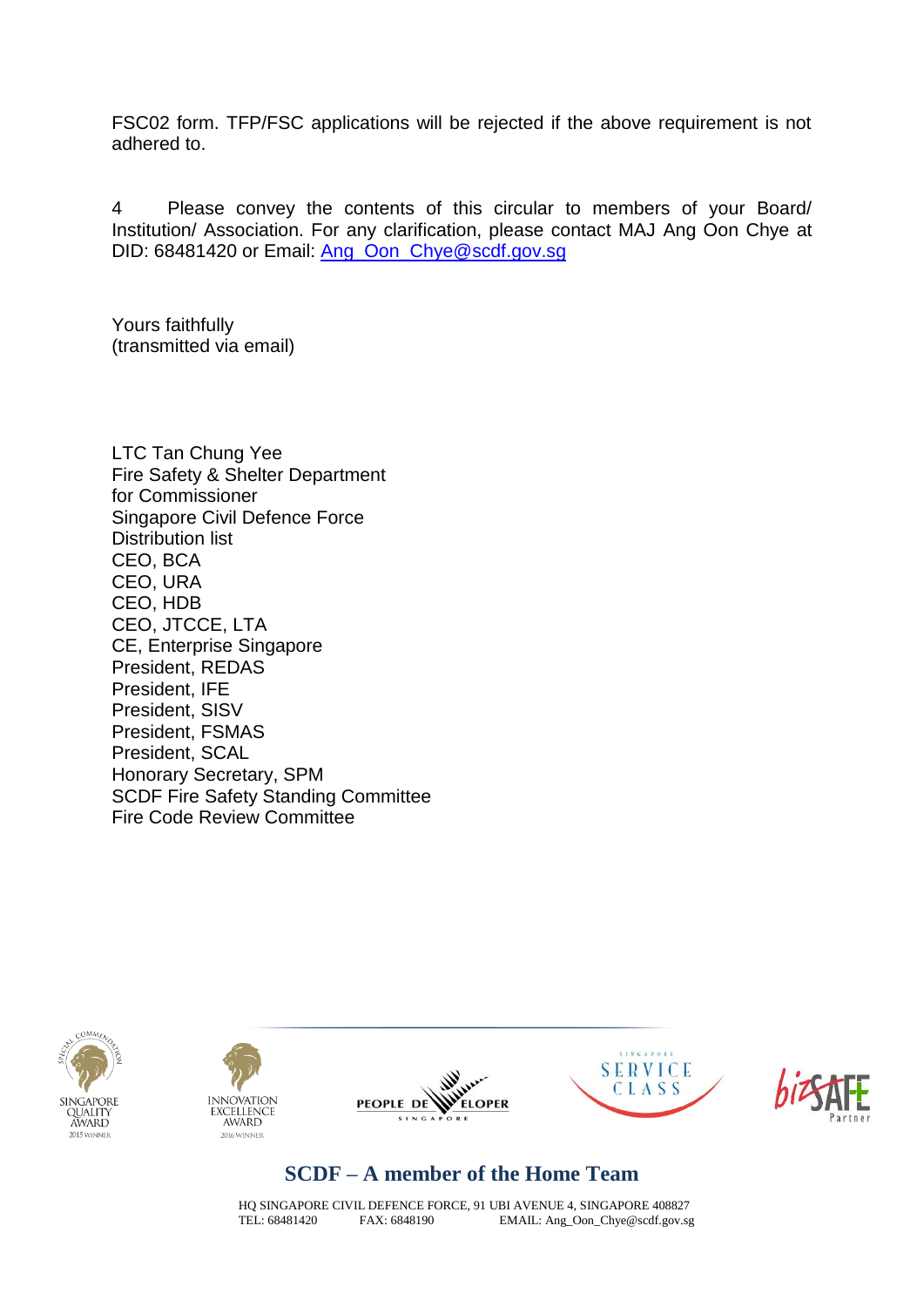FSC02 form. TFP/FSC applications will be rejected if the above requirement is not adhered to.

4 Please convey the contents of this circular to members of your Board/ Institution/ Association. For any clarification, please contact MAJ Ang Oon Chye at DID: 68481420 or Email: Ang_Oon_Chye@scdf.gov.sg

Yours faithfully
(transmitted via email)

LTC Tan Chung Yee
Fire Safety & Shelter Department
for Commissioner
Singapore Civil Defence Force
Distribution list
CEO, BCA
CEO, URA
CEO, HDB
CEO, JTCCE, LTA
CE, Enterprise Singapore
President, REDAS
President, IFE
President, SISV
President, FSMAS
President, SCAL
Honorary Secretary, SPM
SCDF Fire Safety Standing Committee
Fire Code Review Committee

**SCDF – A member of the Home Team**

HQ SINGAPORE CIVIL DEFENCE FORCE, 91 UBI AVENUE 4, SINGAPORE 408827
TEL: 68481420 FAX: 6848190 EMAIL: Ang_Oon_Chye@scdf.gov.sg